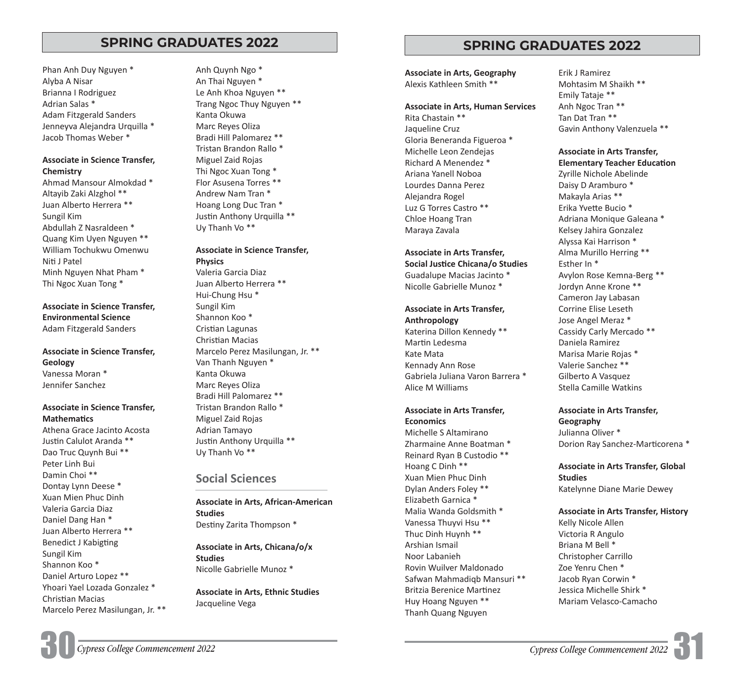## SPRING GRADUATES 2022

Phan Anh Duy Nguyen *
Alyba A Nisar
Brianna I Rodriguez
Adrian Salas *
Adam Fitzgerald Sanders
Jenneyva Alejandra Urquilla *
Jacob Thomas Weber *

**Associate in Science Transfer, Chemistry**
Ahmad Mansour Almokdad *
Altayib Zaki Alzghol **
Juan Alberto Herrera **
Sungil Kim
Abdullah Z Nasraldeen *
Quang Kim Uyen Nguyen **
William Tochukwu Omenwu
Niti J Patel
Minh Nguyen Nhat Pham *
Thi Ngoc Xuan Tong *

**Associate in Science Transfer, Environmental Science**
Adam Fitzgerald Sanders

**Associate in Science Transfer, Geology**
Vanessa Moran *
Jennifer Sanchez

**Associate in Science Transfer, Mathematics**
Athena Grace Jacinto Acosta
Justin Calulot Aranda **
Dao Truc Quynh Bui **
Peter Linh Bui
Damin Choi **
Dontay Lynn Deese *
Xuan Mien Phuc Dinh
Valeria Garcia Diaz
Daniel Dang Han *
Juan Alberto Herrera **
Benedict J Kabigting
Sungil Kim
Shannon Koo *
Daniel Arturo Lopez **
Yhoari Yael Lozada Gonzalez *
Christian Macias
Marcelo Perez Masilungan, Jr. **
Anh Quynh Ngo *
An Thai Nguyen *
Le Anh Khoa Nguyen **
Trang Ngoc Thuy Nguyen **
Kanta Okuwa
Marc Reyes Oliza
Bradi Hill Palomarez **
Tristan Brandon Rallo *
Miguel Zaid Rojas
Thi Ngoc Xuan Tong *
Flor Asusena Torres **
Andrew Nam Tran *
Hoang Long Duc Tran *
Justin Anthony Urquilla **
Uy Thanh Vo **

**Associate in Science Transfer, Physics**
Valeria Garcia Diaz
Juan Alberto Herrera **
Hui-Chung Hsu *
Sungil Kim
Shannon Koo *
Cristian Lagunas
Christian Macias
Marcelo Perez Masilungan, Jr. **
Van Thanh Nguyen *
Kanta Okuwa
Marc Reyes Oliza
Bradi Hill Palomarez **
Tristan Brandon Rallo *
Miguel Zaid Rojas
Adrian Tamayo
Justin Anthony Urquilla **
Uy Thanh Vo **

### Social Sciences

**Associate in Arts, African-American Studies**
Destiny Zarita Thompson *

**Associate in Arts, Chicana/o/x Studies**
Nicolle Gabrielle Munoz *

**Associate in Arts, Ethnic Studies**
Jacqueline Vega

**Associate in Arts, Geography**
Alexis Kathleen Smith **

**Associate in Arts, Human Services**
Rita Chastain **
Jaqueline Cruz
Gloria Beneranda Figueroa *
Michelle Leon Zendejas
Richard A Menendez *
Ariana Yanell Noboa
Lourdes Danna Perez
Alejandra Rogel
Luz G Torres Castro **
Chloe Hoang Tran
Maraya Zavala

**Associate in Arts Transfer, Social Justice Chicana/o Studies**
Guadalupe Macias Jacinto *
Nicolle Gabrielle Munoz *

**Associate in Arts Transfer, Anthropology**
Katerina Dillon Kennedy **
Martin Ledesma
Kate Mata
Kennady Ann Rose
Gabriela Juliana Varon Barrera *
Alice M Williams

**Associate in Arts Transfer, Economics**
Michelle S Altamirano
Zharmaine Anne Boatman *
Reinard Ryan B Custodio **
Hoang C Dinh **
Xuan Mien Phuc Dinh
Dylan Anders Foley **
Elizabeth Garnica *
Malia Wanda Goldsmith *
Vanessa Thuyvi Hsu **
Thuc Dinh Huynh **
Arshian Ismail
Noor Labanieh
Rovin Wuilver Maldonado
Safwan Mahmadiqb Mansuri **
Britzia Berenice Martinez
Huy Hoang Nguyen **
Thanh Quang Nguyen
Erik J Ramirez
Mohtasim M Shaikh **
Emily Tataje **
Anh Ngoc Tran **
Tan Dat Tran **
Gavin Anthony Valenzuela **

**Associate in Arts Transfer, Elementary Teacher Education**
Zyrille Nichole Abelinde
Daisy D Aramburo *
Makayla Arias **
Erika Yvette Bucio *
Adriana Monique Galeana *
Kelsey Jahira Gonzalez
Alyssa Kai Harrison *
Alma Murillo Herring **
Esther In *
Avylon Rose Kemna-Berg **
Jordyn Anne Krone **
Cameron Jay Labasan
Corrine Elise Leseth
Jose Angel Meraz *
Cassidy Carly Mercado **
Daniela Ramirez
Marisa Marie Rojas *
Valerie Sanchez **
Gilberto A Vasquez
Stella Camille Watkins

**Associate in Arts Transfer, Geography**
Julianna Oliver *
Dorion Ray Sanchez-Marticorena *

**Associate in Arts Transfer, Global Studies**
Katelynne Diane Marie Dewey

**Associate in Arts Transfer, History**
Kelly Nicole Allen
Victoria R Angulo
Briana M Bell *
Christopher Carrillo
Zoe Yenru Chen *
Jacob Ryan Corwin *
Jessica Michelle Shirk *
Mariam Velasco-Camacho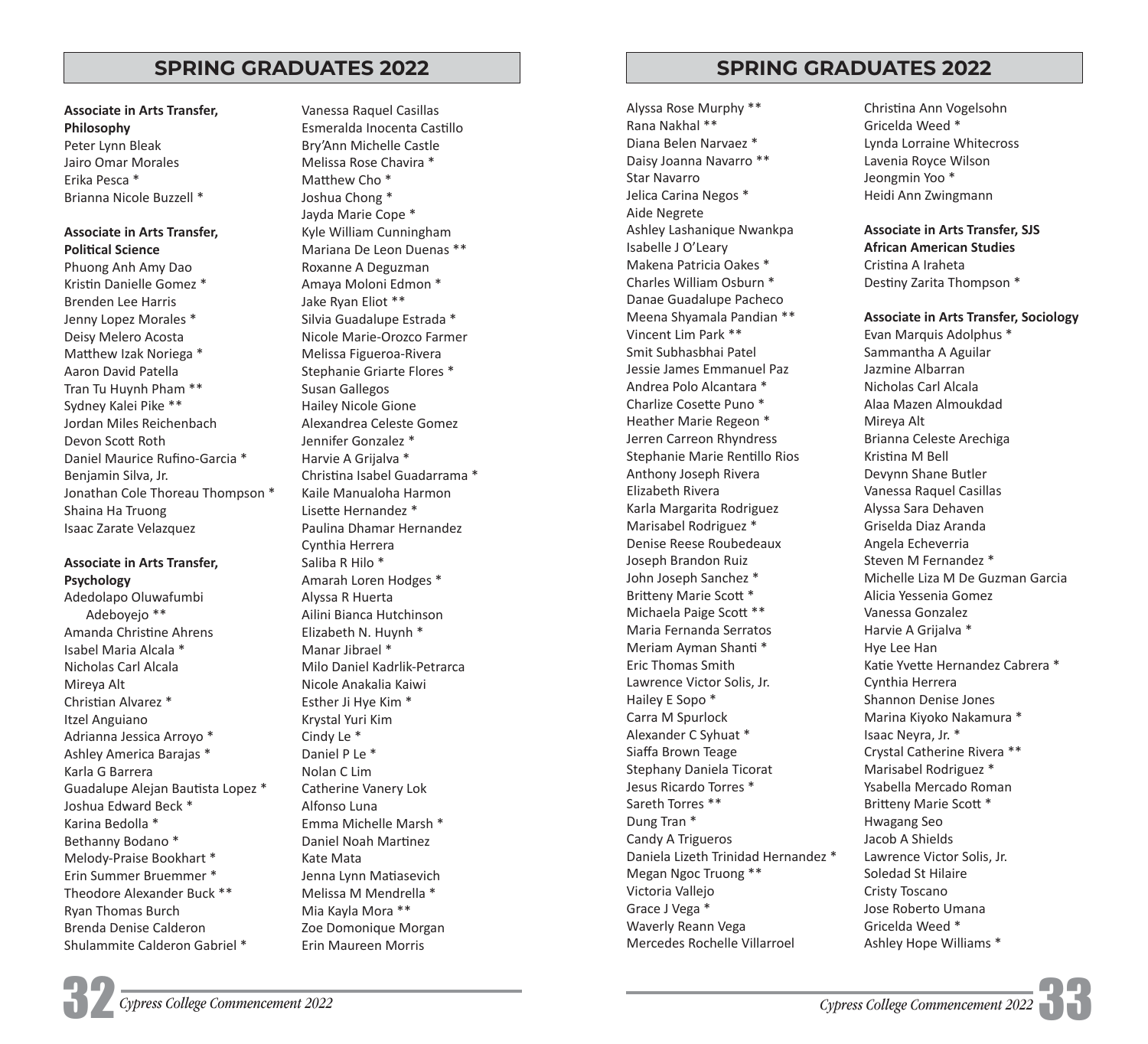## SPRING GRADUATES 2022

**Associate in Arts Transfer, Philosophy**

Peter Lynn Bleak
Jairo Omar Morales
Erika Pesca *
Brianna Nicole Buzzell *

**Associate in Arts Transfer, Political Science**

Phuong Anh Amy Dao
Kristin Danielle Gomez *
Brenden Lee Harris
Jenny Lopez Morales *
Deisy Melero Acosta
Matthew Izak Noriega *
Aaron David Patella
Tran Tu Huynh Pham **
Sydney Kalei Pike **
Jordan Miles Reichenbach
Devon Scott Roth
Daniel Maurice Rufino-Garcia *
Benjamin Silva, Jr.
Jonathan Cole Thoreau Thompson *
Shaina Ha Truong
Isaac Zarate Velazquez

**Associate in Arts Transfer, Psychology**

Adedolapo Oluwafumbi Adeboyejo **
Amanda Christine Ahrens
Isabel Maria Alcala *
Nicholas Carl Alcala
Mireya Alt
Christian Alvarez *
Itzel Anguiano
Adrianna Jessica Arroyo *
Ashley America Barajas *
Karla G Barrera
Guadalupe Alejan Bautista Lopez *
Joshua Edward Beck *
Karina Bedolla *
Bethanny Bodano *
Melody-Praise Bookhart *
Erin Summer Bruemmer *
Theodore Alexander Buck **
Ryan Thomas Burch
Brenda Denise Calderon
Shulammite Calderon Gabriel *
Vanessa Raquel Casillas
Esmeralda Inocenta Castillo
Bry'Ann Michelle Castle
Melissa Rose Chavira *
Matthew Cho *
Joshua Chong *
Jayda Marie Cope *
Kyle William Cunningham
Mariana De Leon Duenas **
Roxanne A Deguzman
Amaya Moloni Edmon *
Jake Ryan Eliot **
Silvia Guadalupe Estrada *
Nicole Marie-Orozco Farmer
Melissa Figueroa-Rivera
Stephanie Griarte Flores *
Susan Gallegos
Hailey Nicole Gione
Alexandrea Celeste Gomez
Jennifer Gonzalez *
Harvie A Grijalva *
Christina Isabel Guadarrama *
Kaile Manualoha Harmon
Lisette Hernandez *
Paulina Dhamar Hernandez
Cynthia Herrera
Saliba R Hilo *
Amarah Loren Hodges *
Alyssa R Huerta
Ailini Bianca Hutchinson
Elizabeth N. Huynh *
Manar Jibrael *
Milo Daniel Kadrlik-Petrarca
Nicole Anakalia Kaiwi
Esther Ji Hye Kim *
Krystal Yuri Kim
Cindy Le *
Daniel P Le *
Nolan C Lim
Catherine Vanery Lok
Alfonso Luna
Emma Michelle Marsh *
Daniel Noah Martinez
Kate Mata
Jenna Lynn Matiasevich
Melissa M Mendrella *
Mia Kayla Mora **
Zoe Domonique Morgan
Erin Maureen Morris
Alyssa Rose Murphy **
Rana Nakhal **
Diana Belen Narvaez *
Daisy Joanna Navarro **
Star Navarro
Jelica Carina Negos *
Aide Negrete
Ashley Lashanique Nwankpa
Isabelle J O'Leary
Makena Patricia Oakes *
Charles William Osburn *
Danae Guadalupe Pacheco
Meena Shyamala Pandian **
Vincent Lim Park **
Smit Subhasbhai Patel
Jessie James Emmanuel Paz
Andrea Polo Alcantara *
Charlize Cosette Puno *
Heather Marie Regeon *
Jerren Carreon Rhyndress
Stephanie Marie Rentillo Rios
Anthony Joseph Rivera
Elizabeth Rivera
Karla Margarita Rodriguez
Marisabel Rodriguez *
Denise Reese Roubedeaux
Joseph Brandon Ruiz
John Joseph Sanchez *
Britteny Marie Scott *
Michaela Paige Scott **
Maria Fernanda Serratos
Meriam Ayman Shanti *
Eric Thomas Smith
Lawrence Victor Solis, Jr.
Hailey E Sopo *
Carra M Spurlock
Alexander C Syhuat *
Siaffa Brown Teage
Stephany Daniela Ticorat
Jesus Ricardo Torres *
Sareth Torres **
Dung Tran *
Candy A Trigueros
Daniela Lizeth Trinidad Hernandez *
Megan Ngoc Truong **
Victoria Vallejo
Grace J Vega *
Waverly Reann Vega
Mercedes Rochelle Villarroel
Christina Ann Vogelsohn
Gricelda Weed *
Lynda Lorraine Whitecross
Lavenia Royce Wilson
Jeongmin Yoo *
Heidi Ann Zwingmann

**Associate in Arts Transfer, SJS African American Studies**

Cristina A Iraheta
Destiny Zarita Thompson *

**Associate in Arts Transfer, Sociology**

Evan Marquis Adolphus *
Sammantha A Aguilar
Jazmine Albarran
Nicholas Carl Alcala
Alaa Mazen Almoukdad
Mireya Alt
Brianna Celeste Arechiga
Kristina M Bell
Devynn Shane Butler
Vanessa Raquel Casillas
Alyssa Sara Dehaven
Griselda Diaz Aranda
Angela Echeverria
Steven M Fernandez *
Michelle Liza M De Guzman Garcia
Alicia Yessenia Gomez
Vanessa Gonzalez
Harvie A Grijalva *
Hye Lee Han
Katie Yvette Hernandez Cabrera *
Cynthia Herrera
Shannon Denise Jones
Marina Kiyoko Nakamura *
Isaac Neyra, Jr. *
Crystal Catherine Rivera **
Marisabel Rodriguez *
Ysabella Mercado Roman
Britteny Marie Scott *
Hwagang Seo
Jacob A Shields
Lawrence Victor Solis, Jr.
Soledad St Hilaire
Cristy Toscano
Jose Roberto Umana
Gricelda Weed *
Ashley Hope Williams *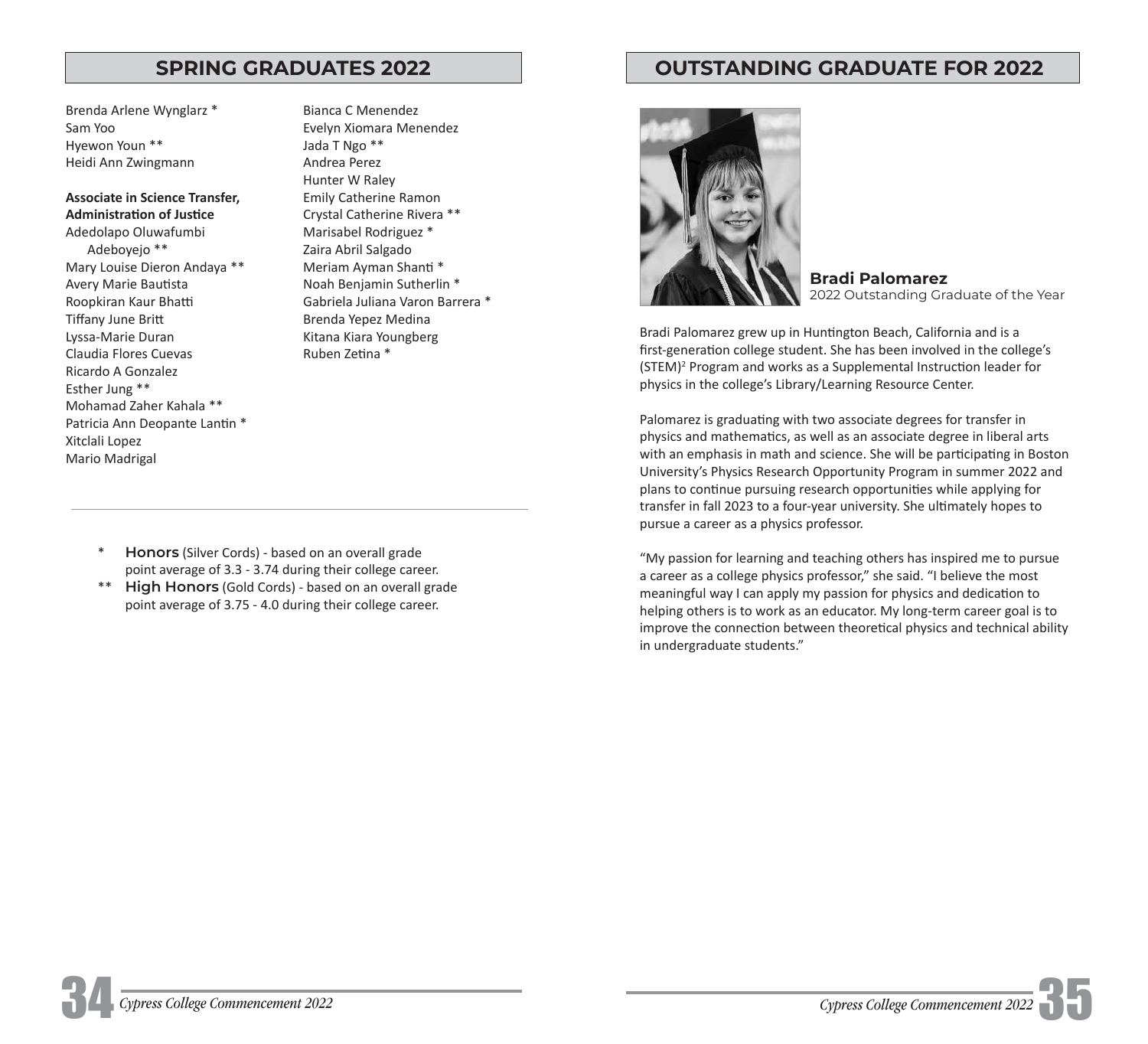## SPRING GRADUATES 2022

Brenda Arlene Wynglarz *
Sam Yoo
Hyewon Youn **
Heidi Ann Zwingmann

**Associate in Science Transfer, Administration of Justice**
Adedolapo Oluwafumbi Adeboyejo **
Mary Louise Dieron Andaya **
Avery Marie Bautista
Roopkiran Kaur Bhatti
Tiffany June Britt
Lyssa-Marie Duran
Claudia Flores Cuevas
Ricardo A Gonzalez
Esther Jung **
Mohamad Zaher Kahala **
Patricia Ann Deopante Lantin *
Xitclali Lopez
Mario Madrigal
Bianca C Menendez
Evelyn Xiomara Menendez
Jada T Ngo **
Andrea Perez
Hunter W Raley
Emily Catherine Ramon
Crystal Catherine Rivera **
Marisabel Rodriguez *
Zaira Abril Salgado
Meriam Ayman Shanti *
Noah Benjamin Sutherlin *
Gabriela Juliana Varon Barrera *
Brenda Yepez Medina
Kitana Kiara Youngberg
Ruben Zetina *

---

\* **Honors** (Silver Cords) - based on an overall grade point average of 3.3 - 3.74 during their college career.

\** **High Honors** (Gold Cords) - based on an overall grade point average of 3.75 - 4.0 during their college career.

## OUTSTANDING GRADUATE FOR 2022

**Bradi Palomarez**
2022 Outstanding Graduate of the Year

Bradi Palomarez grew up in Huntington Beach, California and is a first-generation college student. She has been involved in the college's (STEM)$^2$ Program and works as a Supplemental Instruction leader for physics in the college's Library/Learning Resource Center.

Palomarez is graduating with two associate degrees for transfer in physics and mathematics, as well as an associate degree in liberal arts with an emphasis in math and science. She will be participating in Boston University's Physics Research Opportunity Program in summer 2022 and plans to continue pursuing research opportunities while applying for transfer in fall 2023 to a four-year university. She ultimately hopes to pursue a career as a physics professor.

"My passion for learning and teaching others has inspired me to pursue a career as a college physics professor," she said. "I believe the most meaningful way I can apply my passion for physics and dedication to helping others is to work as an educator. My long-term career goal is to improve the connection between theoretical physics and technical ability in undergraduate students."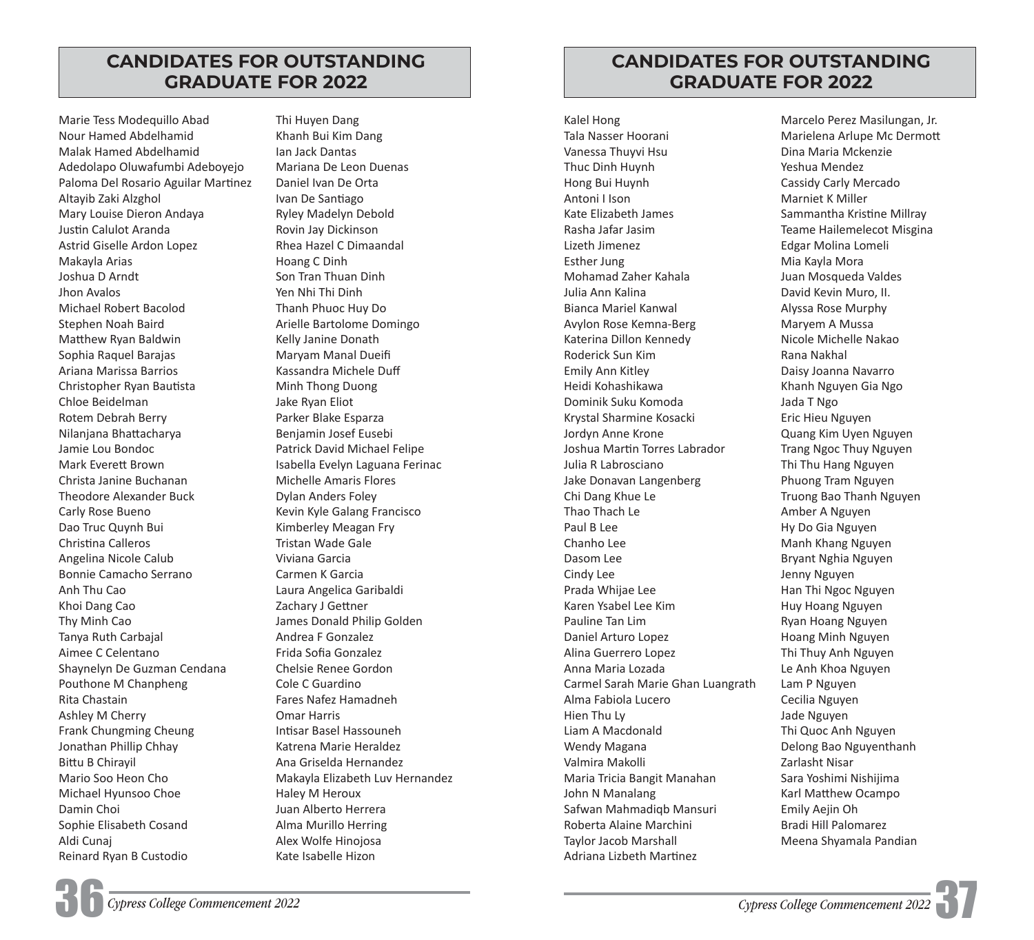## CANDIDATES FOR OUTSTANDING GRADUATE FOR 2022

Marie Tess Modequillo Abad
Nour Hamed Abdelhamid
Malak Hamed Abdelhamid
Adedolapo Oluwafumbi Adeboyejo
Paloma Del Rosario Aguilar Martinez
Altayib Zaki Alzghol
Mary Louise Dieron Andaya
Justin Calulot Aranda
Astrid Giselle Ardon Lopez
Makayla Arias
Joshua D Arndt
Jhon Avalos
Michael Robert Bacolod
Stephen Noah Baird
Matthew Ryan Baldwin
Sophia Raquel Barajas
Ariana Marissa Barrios
Christopher Ryan Bautista
Chloe Beidelman
Rotem Debrah Berry
Nilanjana Bhattacharya
Jamie Lou Bondoc
Mark Everett Brown
Christa Janine Buchanan
Theodore Alexander Buck
Carly Rose Bueno
Dao Truc Quynh Bui
Christina Calleros
Angelina Nicole Calub
Bonnie Camacho Serrano
Anh Thu Cao
Khoi Dang Cao
Thy Minh Cao
Tanya Ruth Carbajal
Aimee C Celentano
Shaynelyn De Guzman Cendana
Pouthone M Chanpheng
Rita Chastain
Ashley M Cherry
Frank Chungming Cheung
Jonathan Phillip Chhay
Bittu B Chirayil
Mario Soo Heon Cho
Michael Hyunsoo Choe
Damin Choi
Sophie Elisabeth Cosand
Aldi Cunaj
Reinard Ryan B Custodio
Thi Huyen Dang
Khanh Bui Kim Dang
Ian Jack Dantas
Mariana De Leon Duenas
Daniel Ivan De Orta
Ivan De Santiago
Ryley Madelyn Debold
Rovin Jay Dickinson
Rhea Hazel C Dimaandal
Hoang C Dinh
Son Tran Thuan Dinh
Yen Nhi Thi Dinh
Thanh Phuoc Huy Do
Arielle Bartolome Domingo
Kelly Janine Donath
Maryam Manal Dueifi
Kassandra Michele Duff
Minh Thong Duong
Jake Ryan Eliot
Parker Blake Esparza
Benjamin Josef Eusebi
Patrick David Michael Felipe
Isabella Evelyn Laguana Ferinac
Michelle Amaris Flores
Dylan Anders Foley
Kevin Kyle Galang Francisco
Kimberley Meagan Fry
Tristan Wade Gale
Viviana Garcia
Carmen K Garcia
Laura Angelica Garibaldi
Zachary J Gettner
James Donald Philip Golden
Andrea F Gonzalez
Frida Sofia Gonzalez
Chelsie Renee Gordon
Cole C Guardino
Fares Nafez Hamadneh
Omar Harris
Intisar Basel Hassouneh
Katrena Marie Heraldez
Ana Griselda Hernandez
Makayla Elizabeth Luv Hernandez
Haley M Heroux
Juan Alberto Herrera
Alma Murillo Herring
Alex Wolfe Hinojosa
Kate Isabelle Hizon

## CANDIDATES FOR OUTSTANDING GRADUATE FOR 2022

Kalel Hong
Tala Nasser Hoorani
Vanessa Thuyvi Hsu
Thuc Dinh Huynh
Hong Bui Huynh
Antoni I Ison
Kate Elizabeth James
Rasha Jafar Jasim
Lizeth Jimenez
Esther Jung
Mohamad Zaher Kahala
Julia Ann Kalina
Bianca Mariel Kanwal
Avylon Rose Kemna-Berg
Katerina Dillon Kennedy
Roderick Sun Kim
Emily Ann Kitley
Heidi Kohashikawa
Dominik Suku Komoda
Krystal Sharmine Kosacki
Jordyn Anne Krone
Joshua Martin Torres Labrador
Julia R Labrosciano
Jake Donavan Langenberg
Chi Dang Khue Le
Thao Thach Le
Paul B Lee
Chanho Lee
Dasom Lee
Cindy Lee
Prada Whijae Lee
Karen Ysabel Lee Kim
Pauline Tan Lim
Daniel Arturo Lopez
Alina Guerrero Lopez
Anna Maria Lozada
Carmel Sarah Marie Ghan Luangrath
Alma Fabiola Lucero
Hien Thu Ly
Liam A Macdonald
Wendy Magana
Valmira Makolli
Maria Tricia Bangit Manahan
John N Manalang
Safwan Mahmadiqb Mansuri
Roberta Alaine Marchini
Taylor Jacob Marshall
Adriana Lizbeth Martinez
Marcelo Perez Masilungan, Jr.
Marielena Arlupe Mc Dermott
Dina Maria Mckenzie
Yeshua Mendez
Cassidy Carly Mercado
Marniet K Miller
Sammantha Kristine Millray
Teame Hailemelecot Misgina
Edgar Molina Lomeli
Mia Kayla Mora
Juan Mosqueda Valdes
David Kevin Muro, II.
Alyssa Rose Murphy
Maryem A Mussa
Nicole Michelle Nakao
Rana Nakhal
Daisy Joanna Navarro
Khanh Nguyen Gia Ngo
Jada T Ngo
Eric Hieu Nguyen
Quang Kim Uyen Nguyen
Trang Ngoc Thuy Nguyen
Thi Thu Hang Nguyen
Phuong Tram Nguyen
Truong Bao Thanh Nguyen
Amber A Nguyen
Hy Do Gia Nguyen
Manh Khang Nguyen
Bryant Nghia Nguyen
Jenny Nguyen
Han Thi Ngoc Nguyen
Huy Hoang Nguyen
Ryan Hoang Nguyen
Hoang Minh Nguyen
Thi Thuy Anh Nguyen
Le Anh Khoa Nguyen
Lam P Nguyen
Cecilia Nguyen
Jade Nguyen
Thi Quoc Anh Nguyen
Delong Bao Nguyenthanh
Zarlasht Nisar
Sara Yoshimi Nishijima
Karl Matthew Ocampo
Emily Aejin Oh
Bradi Hill Palomarez
Meena Shyamala Pandian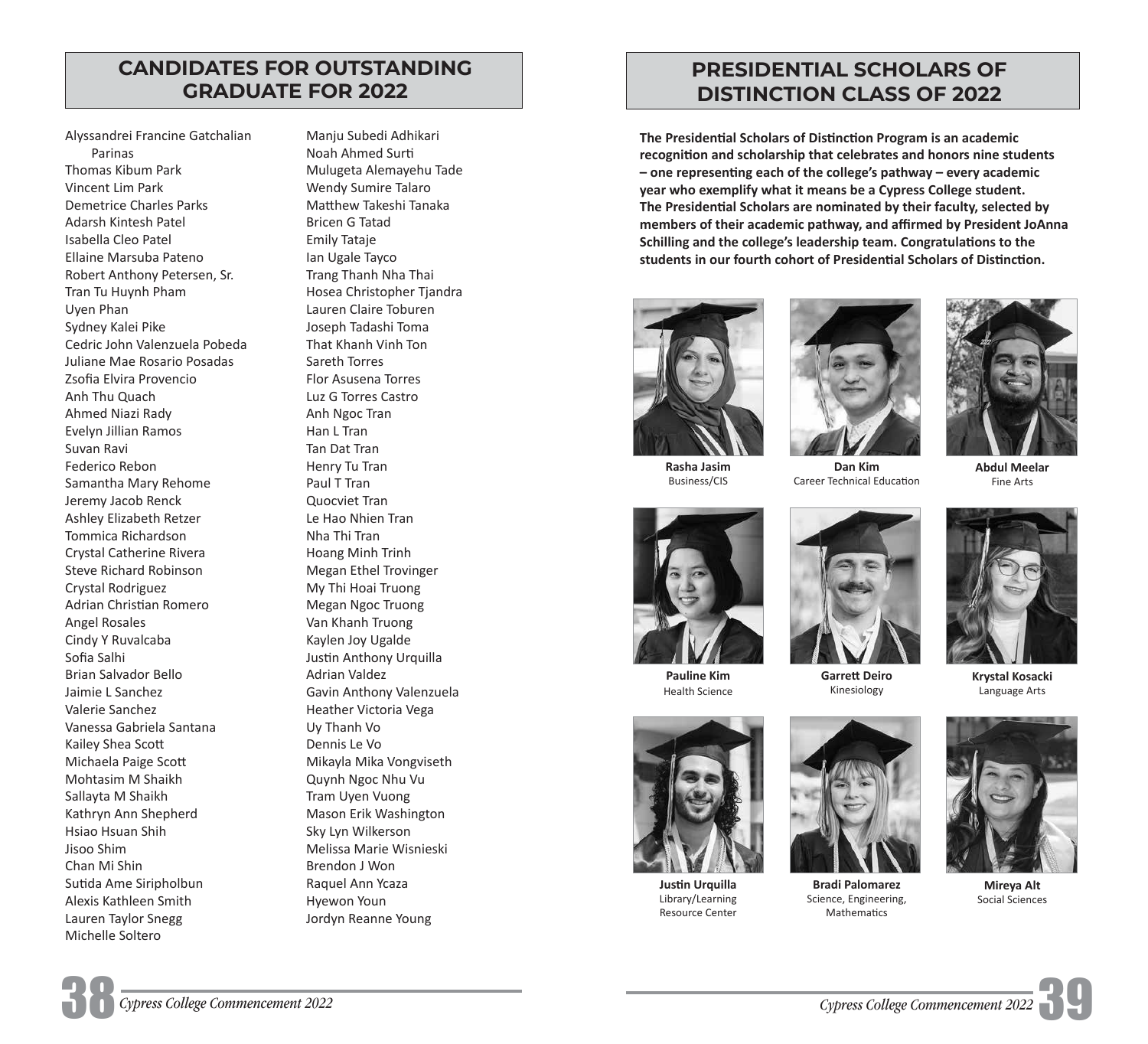## CANDIDATES FOR OUTSTANDING GRADUATE FOR 2022

Alyssandrei Francine Gatchalian Parinas
Thomas Kibum Park
Vincent Lim Park
Demetrice Charles Parks
Adarsh Kintesh Patel
Isabella Cleo Patel
Ellaine Marsuba Pateno
Robert Anthony Petersen, Sr.
Tran Tu Huynh Pham
Uyen Phan
Sydney Kalei Pike
Cedric John Valenzuela Pobeda
Juliane Mae Rosario Posadas
Zsofia Elvira Provencio
Anh Thu Quach
Ahmed Niazi Rady
Evelyn Jillian Ramos
Suvan Ravi
Federico Rebon
Samantha Mary Rehome
Jeremy Jacob Renck
Ashley Elizabeth Retzer
Tommica Richardson
Crystal Catherine Rivera
Steve Richard Robinson
Crystal Rodriguez
Adrian Christian Romero
Angel Rosales
Cindy Y Ruvalcaba
Sofia Salhi
Brian Salvador Bello
Jaimie L Sanchez
Valerie Sanchez
Vanessa Gabriela Santana
Kailey Shea Scott
Michaela Paige Scott
Mohtasim M Shaikh
Sallayta M Shaikh
Kathryn Ann Shepherd
Hsiao Hsuan Shih
Jisoo Shim
Chan Mi Shin
Sutida Ame Siripholbun
Alexis Kathleen Smith
Lauren Taylor Snegg
Michelle Soltero
Manju Subedi Adhikari
Noah Ahmed Surti
Mulugeta Alemayehu Tade
Wendy Sumire Talaro
Matthew Takeshi Tanaka
Bricen G Tatad
Emily Tataje
Ian Ugale Tayco
Trang Thanh Nha Thai
Hosea Christopher Tjandra
Lauren Claire Toburen
Joseph Tadashi Toma
That Khanh Vinh Ton
Sareth Torres
Flor Asusena Torres
Luz G Torres Castro
Anh Ngoc Tran
Han L Tran
Tan Dat Tran
Henry Tu Tran
Paul T Tran
Quocviet Tran
Le Hao Nhien Tran
Nha Thi Tran
Hoang Minh Trinh
Megan Ethel Trovinger
My Thi Hoai Truong
Megan Ngoc Truong
Van Khanh Truong
Kaylen Joy Ugalde
Justin Anthony Urquilla
Adrian Valdez
Gavin Anthony Valenzuela
Heather Victoria Vega
Uy Thanh Vo
Dennis Le Vo
Mikayla Mika Vongviseth
Quynh Ngoc Nhu Vu
Tram Uyen Vuong
Mason Erik Washington
Sky Lyn Wilkerson
Melissa Marie Wisnieski
Brendon J Won
Raquel Ann Ycaza
Hyewon Youn
Jordyn Reanne Young

## PRESIDENTIAL SCHOLARS OF DISTINCTION CLASS OF 2022

**The Presidential Scholars of Distinction Program is an academic recognition and scholarship that celebrates and honors nine students – one representing each of the college's pathway – every academic year who exemplify what it means be a Cypress College student. The Presidential Scholars are nominated by their faculty, selected by members of their academic pathway, and affirmed by President JoAnna Schilling and the college's leadership team. Congratulations to the students in our fourth cohort of Presidential Scholars of Distinction.**

**Rasha Jasim**
Business/CIS

**Dan Kim**
Career Technical Education

**Abdul Meelar**
Fine Arts

**Pauline Kim**
Health Science

**Garrett Deiro**
Kinesiology

**Krystal Kosacki**
Language Arts

**Justin Urquilla**
Library/Learning Resource Center

**Bradi Palomarez**
Science, Engineering, Mathematics

**Mireya Alt**
Social Sciences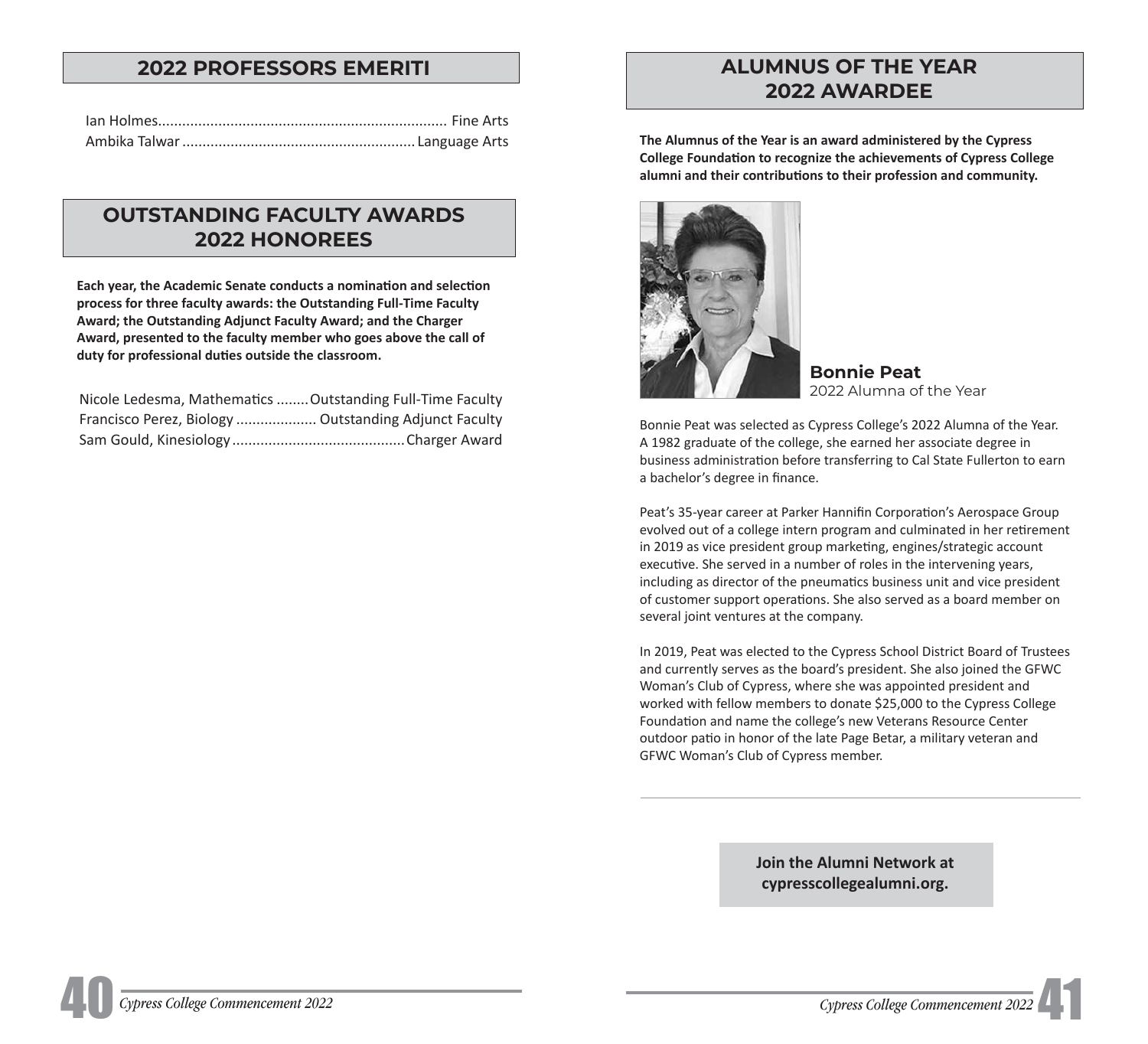## 2022 PROFESSORS EMERITI

Ian Holmes........................................................................ Fine Arts
Ambika Talwar .......................................................... Language Arts

## OUTSTANDING FACULTY AWARDS 2022 HONOREES

**Each year, the Academic Senate conducts a nomination and selection process for three faculty awards: the Outstanding Full-Time Faculty Award; the Outstanding Adjunct Faculty Award; and the Charger Award, presented to the faculty member who goes above the call of duty for professional duties outside the classroom.**

Nicole Ledesma, Mathematics ........Outstanding Full-Time Faculty
Francisco Perez, Biology .................... Outstanding Adjunct Faculty
Sam Gould, Kinesiology ...........................................Charger Award

## ALUMNUS OF THE YEAR 2022 AWARDEE

**The Alumnus of the Year is an award administered by the Cypress College Foundation to recognize the achievements of Cypress College alumni and their contributions to their profession and community.**

**Bonnie Peat**
2022 Alumna of the Year

Bonnie Peat was selected as Cypress College's 2022 Alumna of the Year. A 1982 graduate of the college, she earned her associate degree in business administration before transferring to Cal State Fullerton to earn a bachelor's degree in finance.

Peat's 35-year career at Parker Hannifin Corporation's Aerospace Group evolved out of a college intern program and culminated in her retirement in 2019 as vice president group marketing, engines/strategic account executive. She served in a number of roles in the intervening years, including as director of the pneumatics business unit and vice president of customer support operations. She also served as a board member on several joint ventures at the company.

In 2019, Peat was elected to the Cypress School District Board of Trustees and currently serves as the board's president. She also joined the GFWC Woman's Club of Cypress, where she was appointed president and worked with fellow members to donate $25,000 to the Cypress College Foundation and name the college's new Veterans Resource Center outdoor patio in honor of the late Page Betar, a military veteran and GFWC Woman's Club of Cypress member.

---

**Join the Alumni Network at cypresscollegealumni.org.**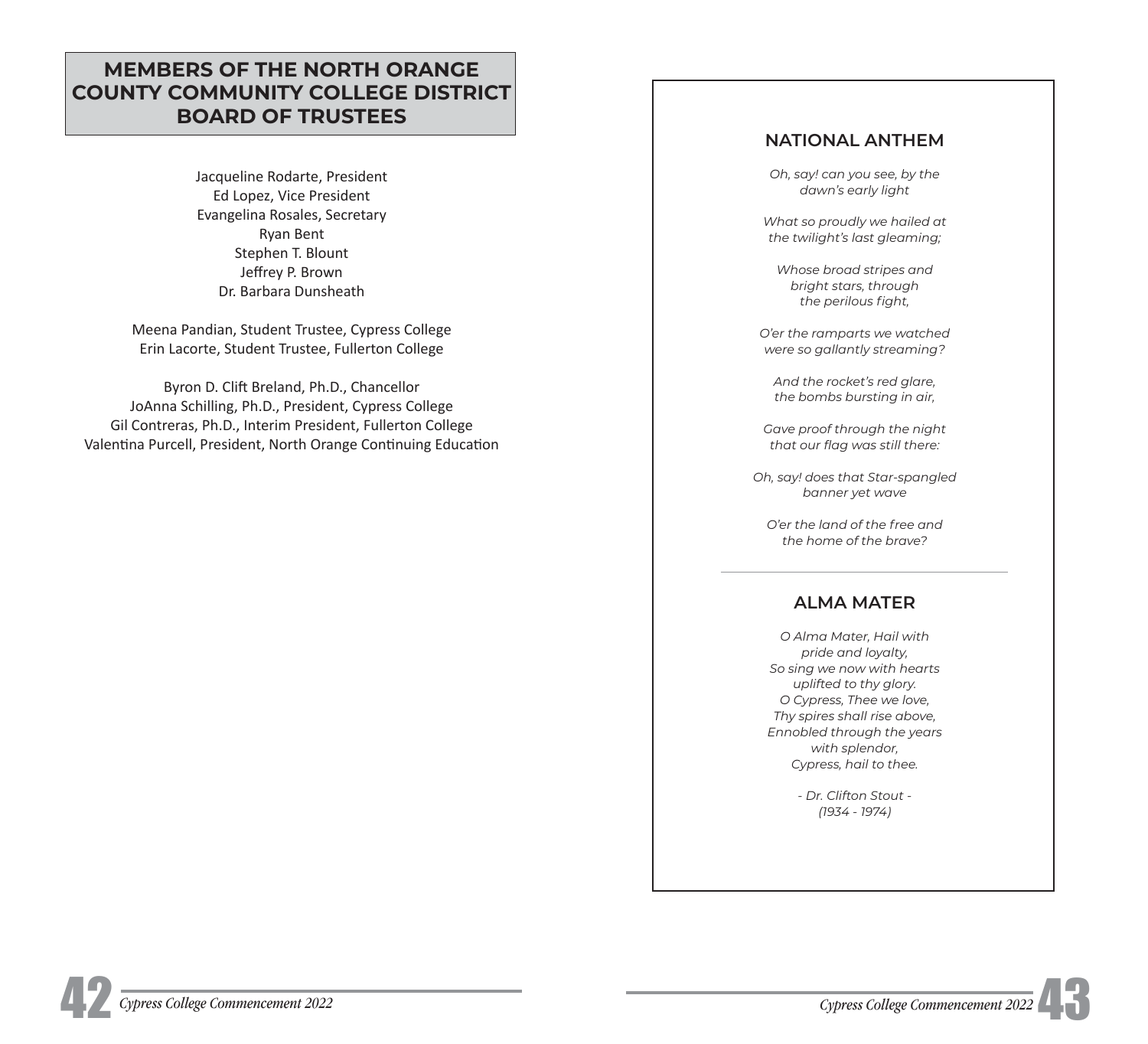## MEMBERS OF THE NORTH ORANGE COUNTY COMMUNITY COLLEGE DISTRICT BOARD OF TRUSTEES

Jacqueline Rodarte, President
Ed Lopez, Vice President
Evangelina Rosales, Secretary
Ryan Bent
Stephen T. Blount
Jeffrey P. Brown
Dr. Barbara Dunsheath

Meena Pandian, Student Trustee, Cypress College
Erin Lacorte, Student Trustee, Fullerton College

Byron D. Clift Breland, Ph.D., Chancellor
JoAnna Schilling, Ph.D., President, Cypress College
Gil Contreras, Ph.D., Interim President, Fullerton College
Valentina Purcell, President, North Orange Continuing Education

## NATIONAL ANTHEM

*Oh, say! can you see, by the dawn's early light*

*What so proudly we hailed at the twilight's last gleaming;*

*Whose broad stripes and bright stars, through the perilous fight,*

*O'er the ramparts we watched were so gallantly streaming?*

*And the rocket's red glare, the bombs bursting in air,*

*Gave proof through the night that our flag was still there:*

*Oh, say! does that Star-spangled banner yet wave*

*O'er the land of the free and the home of the brave?*

---

## ALMA MATER

*O Alma Mater, Hail with pride and loyalty,*
*So sing we now with hearts uplifted to thy glory.*
*O Cypress, Thee we love,*
*Thy spires shall rise above,*
*Ennobled through the years with splendor,*
*Cypress, hail to thee.*

*- Dr. Clifton Stout -*
*(1934 - 1974)*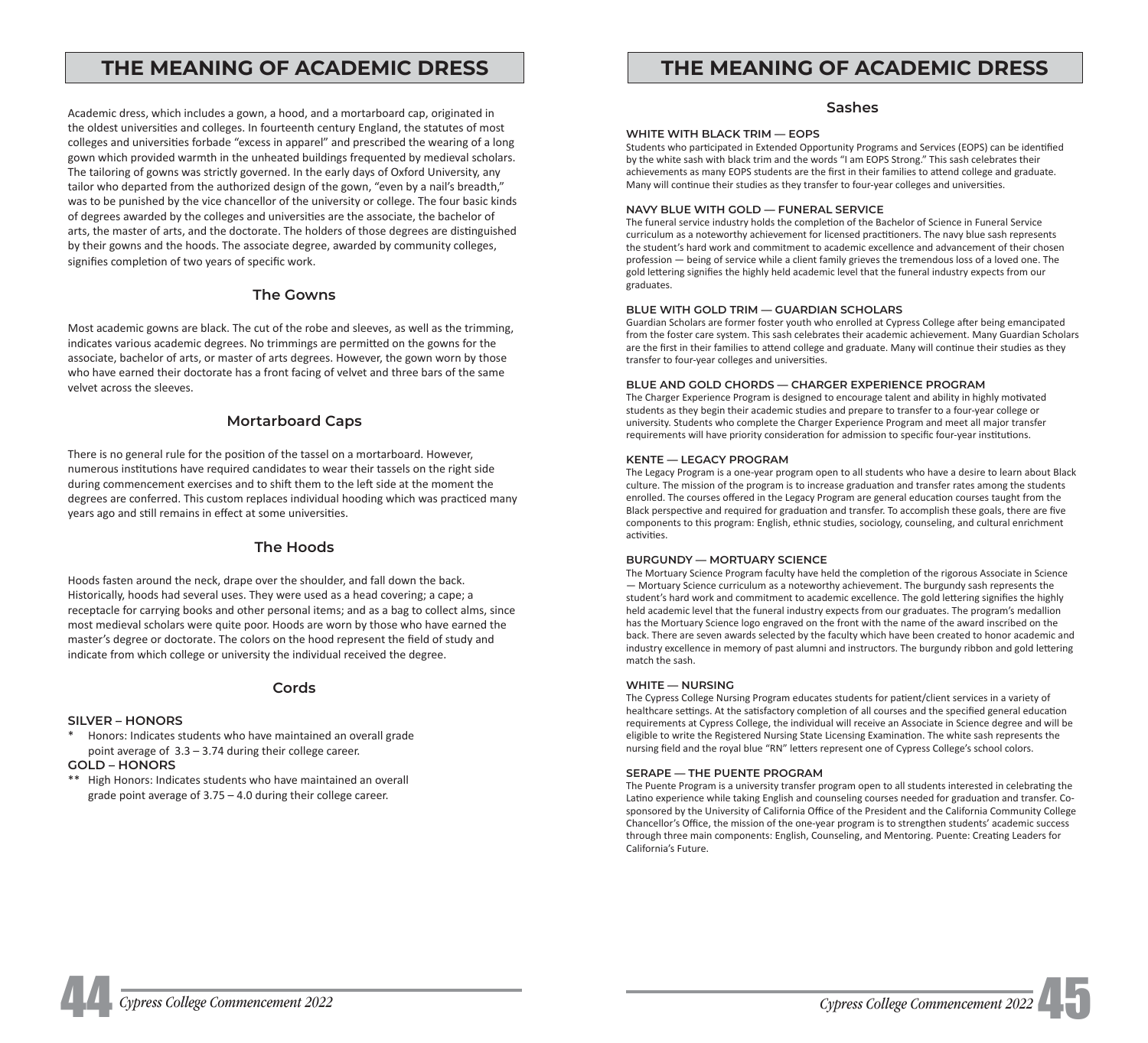# THE MEANING OF ACADEMIC DRESS

Academic dress, which includes a gown, a hood, and a mortarboard cap, originated in the oldest universities and colleges. In fourteenth century England, the statutes of most colleges and universities forbade "excess in apparel" and prescribed the wearing of a long gown which provided warmth in the unheated buildings frequented by medieval scholars. The tailoring of gowns was strictly governed. In the early days of Oxford University, any tailor who departed from the authorized design of the gown, "even by a nail's breadth," was to be punished by the vice chancellor of the university or college. The four basic kinds of degrees awarded by the colleges and universities are the associate, the bachelor of arts, the master of arts, and the doctorate. The holders of those degrees are distinguished by their gowns and the hoods. The associate degree, awarded by community colleges, signifies completion of two years of specific work.

## The Gowns

Most academic gowns are black. The cut of the robe and sleeves, as well as the trimming, indicates various academic degrees. No trimmings are permitted on the gowns for the associate, bachelor of arts, or master of arts degrees. However, the gown worn by those who have earned their doctorate has a front facing of velvet and three bars of the same velvet across the sleeves.

## Mortarboard Caps

There is no general rule for the position of the tassel on a mortarboard. However, numerous institutions have required candidates to wear their tassels on the right side during commencement exercises and to shift them to the left side at the moment the degrees are conferred. This custom replaces individual hooding which was practiced many years ago and still remains in effect at some universities.

## The Hoods

Hoods fasten around the neck, drape over the shoulder, and fall down the back. Historically, hoods had several uses. They were used as a head covering; a cape; a receptacle for carrying books and other personal items; and as a bag to collect alms, since most medieval scholars were quite poor. Hoods are worn by those who have earned the master's degree or doctorate. The colors on the hood represent the field of study and indicate from which college or university the individual received the degree.

## Cords

**SILVER – HONORS**

\* Honors: Indicates students who have maintained an overall grade point average of 3.3 – 3.74 during their college career.

**GOLD – HONORS**

\*\* High Honors: Indicates students who have maintained an overall grade point average of 3.75 – 4.0 during their college career.

# THE MEANING OF ACADEMIC DRESS

## Sashes

**WHITE WITH BLACK TRIM — EOPS**

Students who participated in Extended Opportunity Programs and Services (EOPS) can be identified by the white sash with black trim and the words "I am EOPS Strong." This sash celebrates their achievements as many EOPS students are the first in their families to attend college and graduate. Many will continue their studies as they transfer to four-year colleges and universities.

**NAVY BLUE WITH GOLD — FUNERAL SERVICE**

The funeral service industry holds the completion of the Bachelor of Science in Funeral Service curriculum as a noteworthy achievement for licensed practitioners. The navy blue sash represents the student's hard work and commitment to academic excellence and advancement of their chosen profession — being of service while a client family grieves the tremendous loss of a loved one. The gold lettering signifies the highly held academic level that the funeral industry expects from our graduates.

**BLUE WITH GOLD TRIM — GUARDIAN SCHOLARS**

Guardian Scholars are former foster youth who enrolled at Cypress College after being emancipated from the foster care system. This sash celebrates their academic achievement. Many Guardian Scholars are the first in their families to attend college and graduate. Many will continue their studies as they transfer to four-year colleges and universities.

**BLUE AND GOLD CHORDS — CHARGER EXPERIENCE PROGRAM**

The Charger Experience Program is designed to encourage talent and ability in highly motivated students as they begin their academic studies and prepare to transfer to a four-year college or university. Students who complete the Charger Experience Program and meet all major transfer requirements will have priority consideration for admission to specific four-year institutions.

**KENTE — LEGACY PROGRAM**

The Legacy Program is a one-year program open to all students who have a desire to learn about Black culture. The mission of the program is to increase graduation and transfer rates among the students enrolled. The courses offered in the Legacy Program are general education courses taught from the Black perspective and required for graduation and transfer. To accomplish these goals, there are five components to this program: English, ethnic studies, sociology, counseling, and cultural enrichment activities.

**BURGUNDY — MORTUARY SCIENCE**

The Mortuary Science Program faculty have held the completion of the rigorous Associate in Science — Mortuary Science curriculum as a noteworthy achievement. The burgundy sash represents the student's hard work and commitment to academic excellence. The gold lettering signifies the highly held academic level that the funeral industry expects from our graduates. The program's medallion has the Mortuary Science logo engraved on the front with the name of the award inscribed on the back. There are seven awards selected by the faculty which have been created to honor academic and industry excellence in memory of past alumni and instructors. The burgundy ribbon and gold lettering match the sash.

**WHITE — NURSING**

The Cypress College Nursing Program educates students for patient/client services in a variety of healthcare settings. At the satisfactory completion of all courses and the specified general education requirements at Cypress College, the individual will receive an Associate in Science degree and will be eligible to write the Registered Nursing State Licensing Examination. The white sash represents the nursing field and the royal blue "RN" letters represent one of Cypress College's school colors.

**SERAPE — THE PUENTE PROGRAM**

The Puente Program is a university transfer program open to all students interested in celebrating the Latino experience while taking English and counseling courses needed for graduation and transfer. Co-sponsored by the University of California Office of the President and the California Community College Chancellor's Office, the mission of the one-year program is to strengthen students' academic success through three main components: English, Counseling, and Mentoring. Puente: Creating Leaders for California's Future.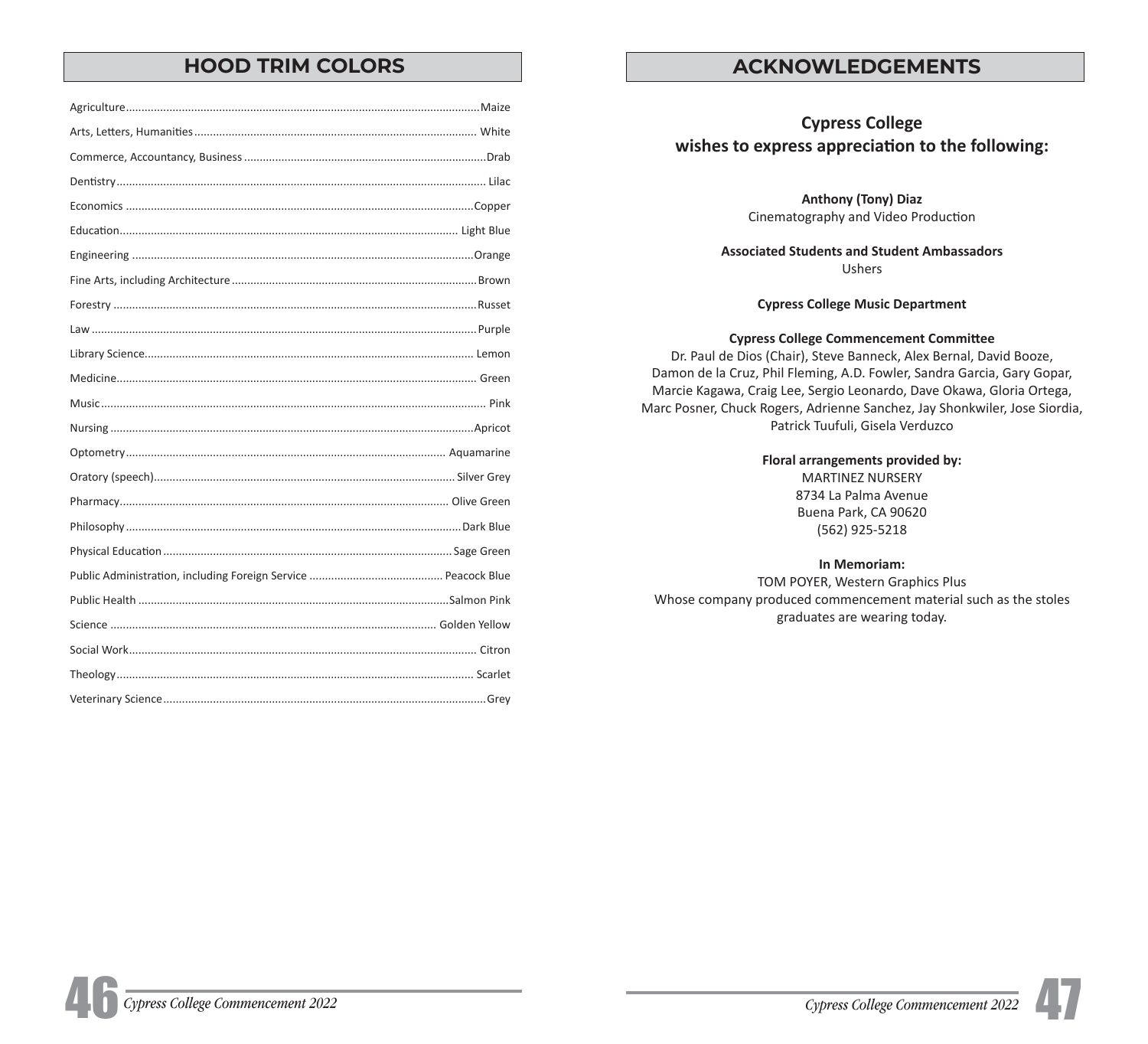## HOOD TRIM COLORS

| Field | Color |
|---|---|
| Agriculture | Maize |
| Arts, Letters, Humanities | White |
| Commerce, Accountancy, Business | Drab |
| Dentistry | Lilac |
| Economics | Copper |
| Education | Light Blue |
| Engineering | Orange |
| Fine Arts, including Architecture | Brown |
| Forestry | Russet |
| Law | Purple |
| Library Science | Lemon |
| Medicine | Green |
| Music | Pink |
| Nursing | Apricot |
| Optometry | Aquamarine |
| Oratory (speech) | Silver Grey |
| Pharmacy | Olive Green |
| Philosophy | Dark Blue |
| Physical Education | Sage Green |
| Public Administration, including Foreign Service | Peacock Blue |
| Public Health | Salmon Pink |
| Science | Golden Yellow |
| Social Work | Citron |
| Theology | Scarlet |
| Veterinary Science | Grey |

## ACKNOWLEDGEMENTS

### Cypress College wishes to express appreciation to the following:

**Anthony (Tony) Diaz**
Cinematography and Video Production

**Associated Students and Student Ambassadors**
Ushers

**Cypress College Music Department**

**Cypress College Commencement Committee**
Dr. Paul de Dios (Chair), Steve Banneck, Alex Bernal, David Booze, Damon de la Cruz, Phil Fleming, A.D. Fowler, Sandra Garcia, Gary Gopar, Marcie Kagawa, Craig Lee, Sergio Leonardo, Dave Okawa, Gloria Ortega, Marc Posner, Chuck Rogers, Adrienne Sanchez, Jay Shonkwiler, Jose Siordia, Patrick Tuufuli, Gisela Verduzco

**Floral arrangements provided by:**
MARTINEZ NURSERY
8734 La Palma Avenue
Buena Park, CA 90620
(562) 925-5218

**In Memoriam:**
TOM POYER, Western Graphics Plus
Whose company produced commencement material such as the stoles graduates are wearing today.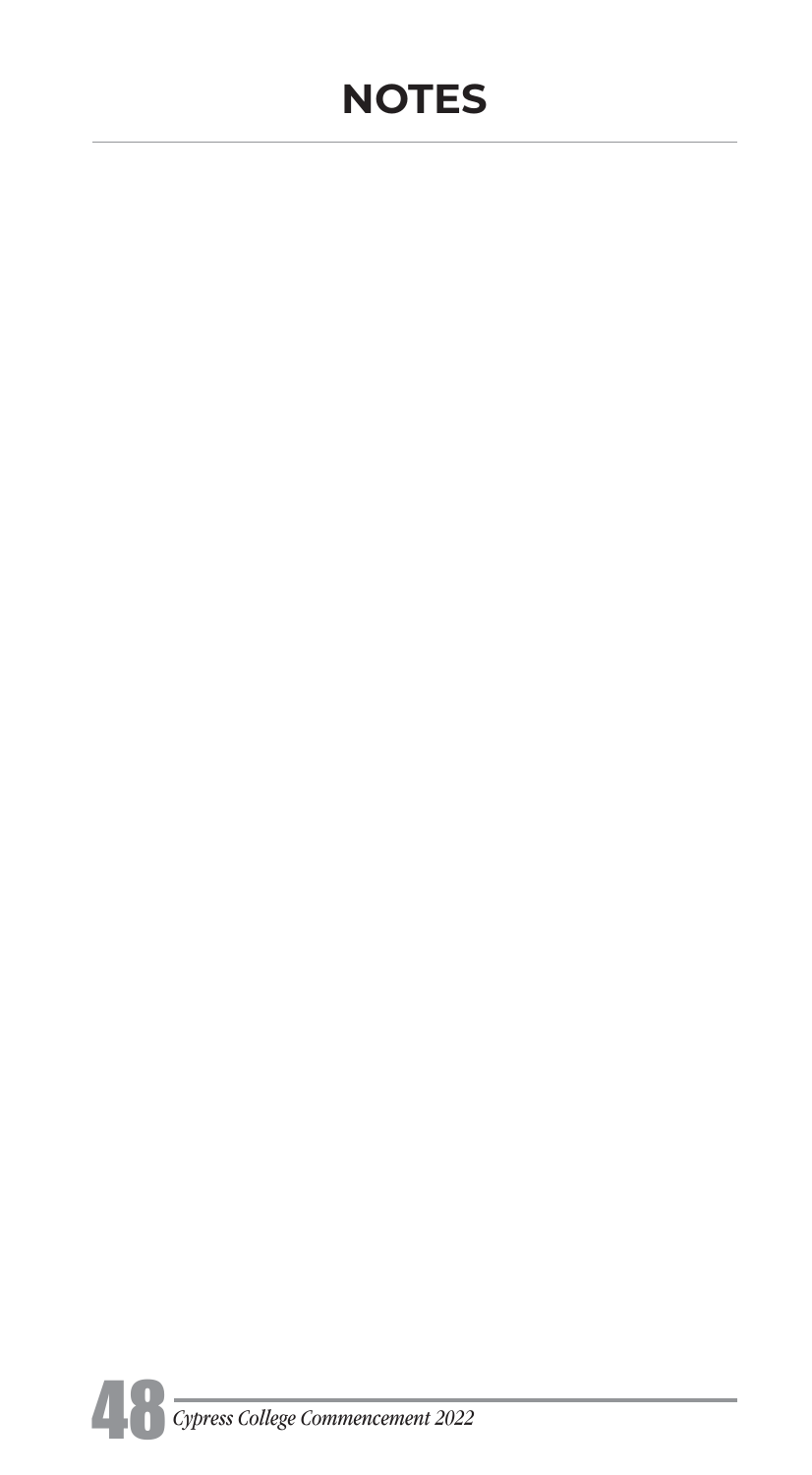# NOTES